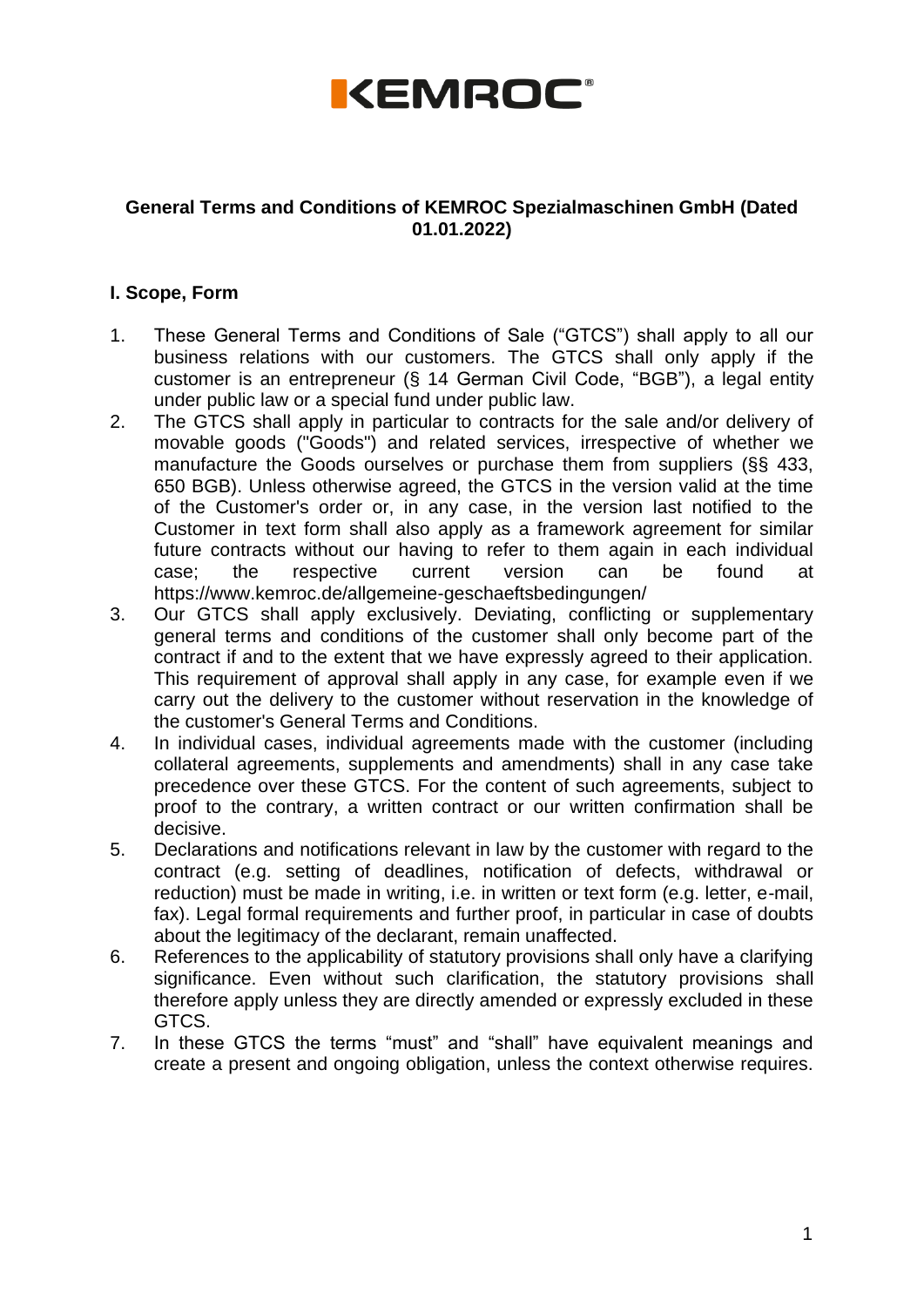KEMROC®

**General Terms and Conditions of KEMROC Spezialmaschinen GmbH (Dated 01.01.2022)**

## I. Scope, Form

1. These General Terms and Conditions of Sale ("GTCS") shall apply to all our business relations with our customers. The GTCS shall only apply if the customer is an entrepreneur (§ 14 German Civil Code, "BGB"), a legal entity under public law or a special fund under public law.
2. The GTCS shall apply in particular to contracts for the sale and/or delivery of movable goods ("Goods") and related services, irrespective of whether we manufacture the Goods ourselves or purchase them from suppliers (§§ 433, 650 BGB). Unless otherwise agreed, the GTCS in the version valid at the time of the Customer's order or, in any case, in the version last notified to the Customer in text form shall also apply as a framework agreement for similar future contracts without our having to refer to them again in each individual case; the respective current version can be found at https://www.kemroc.de/allgemeine-geschaeftsbedingungen/
3. Our GTCS shall apply exclusively. Deviating, conflicting or supplementary general terms and conditions of the customer shall only become part of the contract if and to the extent that we have expressly agreed to their application. This requirement of approval shall apply in any case, for example even if we carry out the delivery to the customer without reservation in the knowledge of the customer's General Terms and Conditions.
4. In individual cases, individual agreements made with the customer (including collateral agreements, supplements and amendments) shall in any case take precedence over these GTCS. For the content of such agreements, subject to proof to the contrary, a written contract or our written confirmation shall be decisive.
5. Declarations and notifications relevant in law by the customer with regard to the contract (e.g. setting of deadlines, notification of defects, withdrawal or reduction) must be made in writing, i.e. in written or text form (e.g. letter, e-mail, fax). Legal formal requirements and further proof, in particular in case of doubts about the legitimacy of the declarant, remain unaffected.
6. References to the applicability of statutory provisions shall only have a clarifying significance. Even without such clarification, the statutory provisions shall therefore apply unless they are directly amended or expressly excluded in these GTCS.
7. In these GTCS the terms "must" and "shall" have equivalent meanings and create a present and ongoing obligation, unless the context otherwise requires.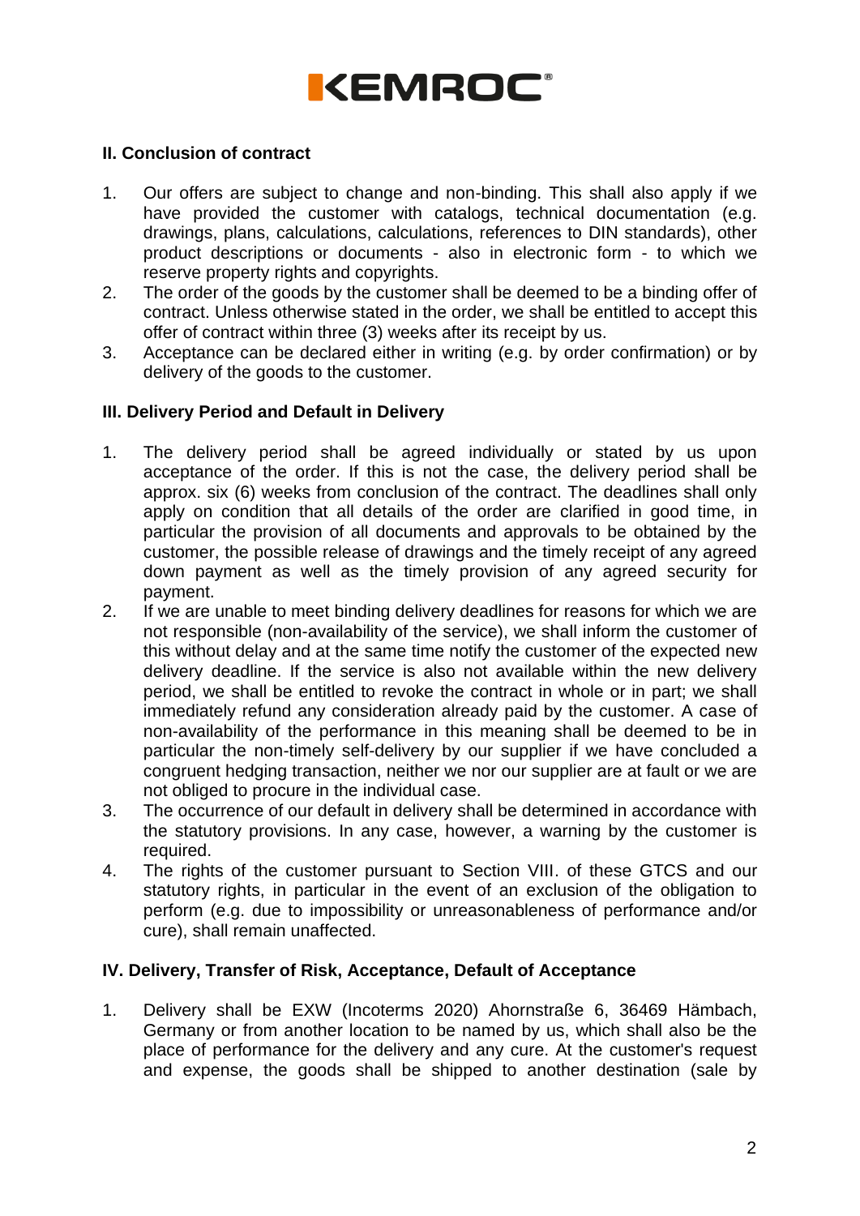## II. Conclusion of contract

1. Our offers are subject to change and non-binding. This shall also apply if we have provided the customer with catalogs, technical documentation (e.g. drawings, plans, calculations, calculations, references to DIN standards), other product descriptions or documents - also in electronic form - to which we reserve property rights and copyrights.
2. The order of the goods by the customer shall be deemed to be a binding offer of contract. Unless otherwise stated in the order, we shall be entitled to accept this offer of contract within three (3) weeks after its receipt by us.
3. Acceptance can be declared either in writing (e.g. by order confirmation) or by delivery of the goods to the customer.

## III. Delivery Period and Default in Delivery

1. The delivery period shall be agreed individually or stated by us upon acceptance of the order. If this is not the case, the delivery period shall be approx. six (6) weeks from conclusion of the contract. The deadlines shall only apply on condition that all details of the order are clarified in good time, in particular the provision of all documents and approvals to be obtained by the customer, the possible release of drawings and the timely receipt of any agreed down payment as well as the timely provision of any agreed security for payment.
2. If we are unable to meet binding delivery deadlines for reasons for which we are not responsible (non-availability of the service), we shall inform the customer of this without delay and at the same time notify the customer of the expected new delivery deadline. If the service is also not available within the new delivery period, we shall be entitled to revoke the contract in whole or in part; we shall immediately refund any consideration already paid by the customer. A case of non-availability of the performance in this meaning shall be deemed to be in particular the non-timely self-delivery by our supplier if we have concluded a congruent hedging transaction, neither we nor our supplier are at fault or we are not obliged to procure in the individual case.
3. The occurrence of our default in delivery shall be determined in accordance with the statutory provisions. In any case, however, a warning by the customer is required.
4. The rights of the customer pursuant to Section VIII. of these GTCS and our statutory rights, in particular in the event of an exclusion of the obligation to perform (e.g. due to impossibility or unreasonableness of performance and/or cure), shall remain unaffected.

## IV. Delivery, Transfer of Risk, Acceptance, Default of Acceptance

1. Delivery shall be EXW (Incoterms 2020) Ahornstraße 6, 36469 Hämbach, Germany or from another location to be named by us, which shall also be the place of performance for the delivery and any cure. At the customer's request and expense, the goods shall be shipped to another destination (sale by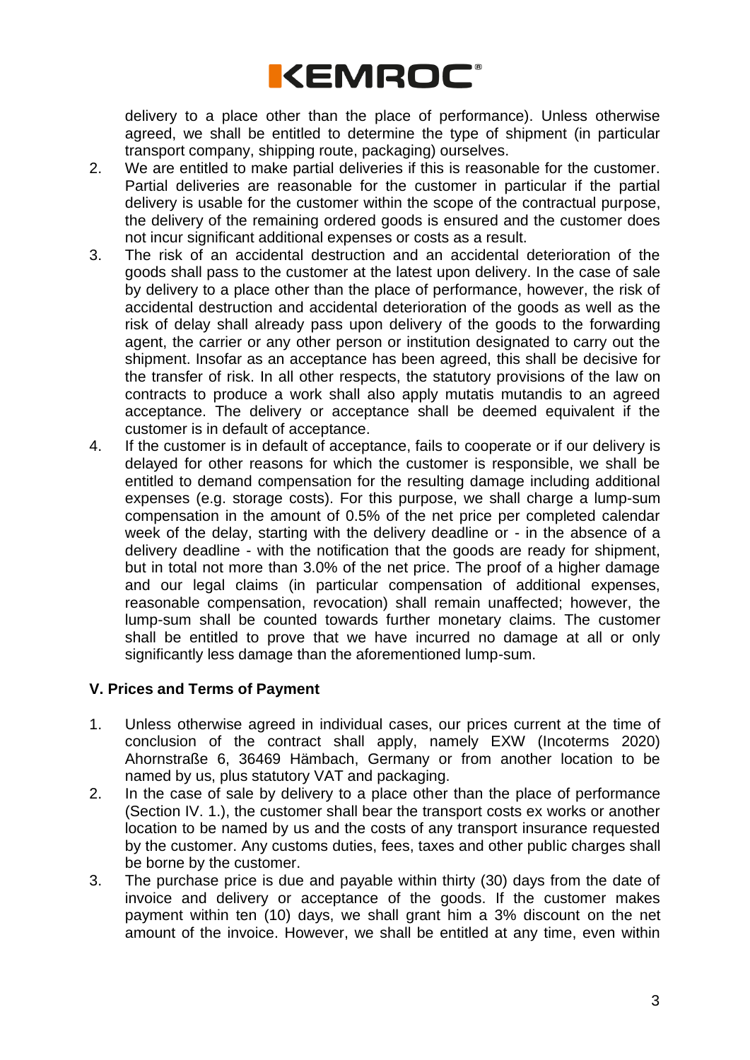delivery to a place other than the place of performance). Unless otherwise agreed, we shall be entitled to determine the type of shipment (in particular transport company, shipping route, packaging) ourselves.

2. We are entitled to make partial deliveries if this is reasonable for the customer. Partial deliveries are reasonable for the customer in particular if the partial delivery is usable for the customer within the scope of the contractual purpose, the delivery of the remaining ordered goods is ensured and the customer does not incur significant additional expenses or costs as a result.
3. The risk of an accidental destruction and an accidental deterioration of the goods shall pass to the customer at the latest upon delivery. In the case of sale by delivery to a place other than the place of performance, however, the risk of accidental destruction and accidental deterioration of the goods as well as the risk of delay shall already pass upon delivery of the goods to the forwarding agent, the carrier or any other person or institution designated to carry out the shipment. Insofar as an acceptance has been agreed, this shall be decisive for the transfer of risk. In all other respects, the statutory provisions of the law on contracts to produce a work shall also apply mutatis mutandis to an agreed acceptance. The delivery or acceptance shall be deemed equivalent if the customer is in default of acceptance.
4. If the customer is in default of acceptance, fails to cooperate or if our delivery is delayed for other reasons for which the customer is responsible, we shall be entitled to demand compensation for the resulting damage including additional expenses (e.g. storage costs). For this purpose, we shall charge a lump-sum compensation in the amount of 0.5% of the net price per completed calendar week of the delay, starting with the delivery deadline or - in the absence of a delivery deadline - with the notification that the goods are ready for shipment, but in total not more than 3.0% of the net price. The proof of a higher damage and our legal claims (in particular compensation of additional expenses, reasonable compensation, revocation) shall remain unaffected; however, the lump-sum shall be counted towards further monetary claims. The customer shall be entitled to prove that we have incurred no damage at all or only significantly less damage than the aforementioned lump-sum.

## V. Prices and Terms of Payment

1. Unless otherwise agreed in individual cases, our prices current at the time of conclusion of the contract shall apply, namely EXW (Incoterms 2020) Ahornstraße 6, 36469 Hämbach, Germany or from another location to be named by us, plus statutory VAT and packaging.
2. In the case of sale by delivery to a place other than the place of performance (Section IV. 1.), the customer shall bear the transport costs ex works or another location to be named by us and the costs of any transport insurance requested by the customer. Any customs duties, fees, taxes and other public charges shall be borne by the customer.
3. The purchase price is due and payable within thirty (30) days from the date of invoice and delivery or acceptance of the goods. If the customer makes payment within ten (10) days, we shall grant him a 3% discount on the net amount of the invoice. However, we shall be entitled at any time, even within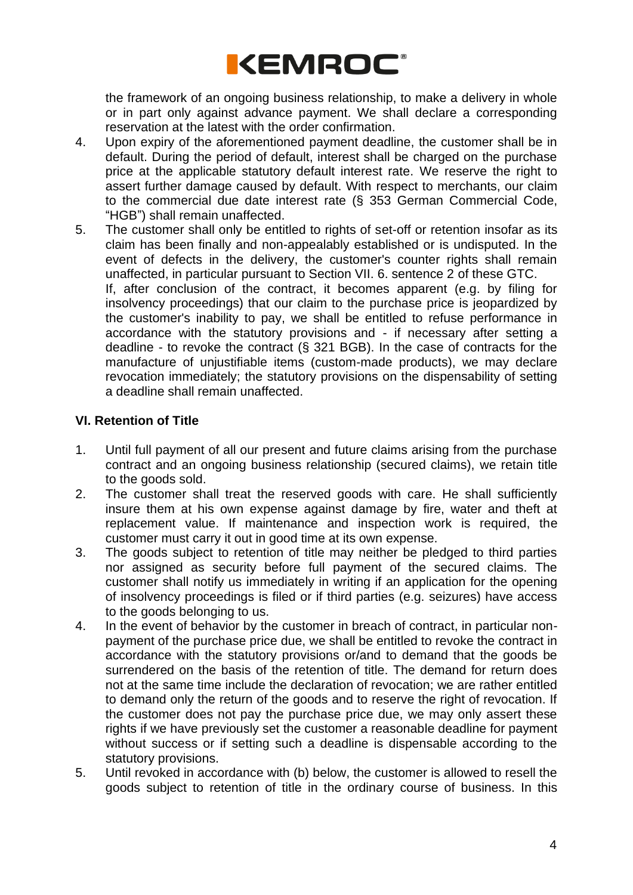the framework of an ongoing business relationship, to make a delivery in whole or in part only against advance payment. We shall declare a corresponding reservation at the latest with the order confirmation.

4. Upon expiry of the aforementioned payment deadline, the customer shall be in default. During the period of default, interest shall be charged on the purchase price at the applicable statutory default interest rate. We reserve the right to assert further damage caused by default. With respect to merchants, our claim to the commercial due date interest rate (§ 353 German Commercial Code, "HGB") shall remain unaffected.
5. The customer shall only be entitled to rights of set-off or retention insofar as its claim has been finally and non-appealably established or is undisputed. In the event of defects in the delivery, the customer's counter rights shall remain unaffected, in particular pursuant to Section VII. 6. sentence 2 of these GTC.
   If, after conclusion of the contract, it becomes apparent (e.g. by filing for insolvency proceedings) that our claim to the purchase price is jeopardized by the customer's inability to pay, we shall be entitled to refuse performance in accordance with the statutory provisions and - if necessary after setting a deadline - to revoke the contract (§ 321 BGB). In the case of contracts for the manufacture of unjustifiable items (custom-made products), we may declare revocation immediately; the statutory provisions on the dispensability of setting a deadline shall remain unaffected.

### VI. Retention of Title

1. Until full payment of all our present and future claims arising from the purchase contract and an ongoing business relationship (secured claims), we retain title to the goods sold.
2. The customer shall treat the reserved goods with care. He shall sufficiently insure them at his own expense against damage by fire, water and theft at replacement value. If maintenance and inspection work is required, the customer must carry it out in good time at its own expense.
3. The goods subject to retention of title may neither be pledged to third parties nor assigned as security before full payment of the secured claims. The customer shall notify us immediately in writing if an application for the opening of insolvency proceedings is filed or if third parties (e.g. seizures) have access to the goods belonging to us.
4. In the event of behavior by the customer in breach of contract, in particular non-payment of the purchase price due, we shall be entitled to revoke the contract in accordance with the statutory provisions or/and to demand that the goods be surrendered on the basis of the retention of title. The demand for return does not at the same time include the declaration of revocation; we are rather entitled to demand only the return of the goods and to reserve the right of revocation. If the customer does not pay the purchase price due, we may only assert these rights if we have previously set the customer a reasonable deadline for payment without success or if setting such a deadline is dispensable according to the statutory provisions.
5. Until revoked in accordance with (b) below, the customer is allowed to resell the goods subject to retention of title in the ordinary course of business. In this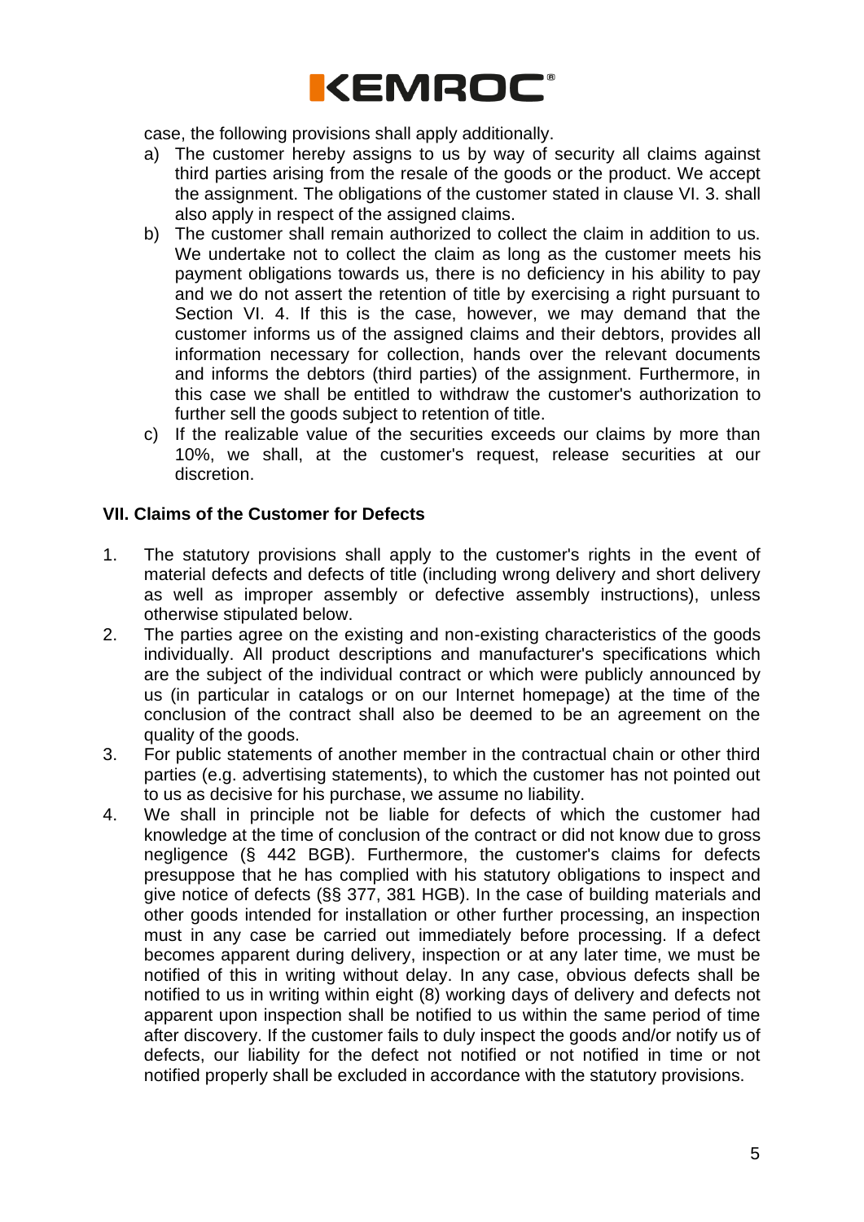case, the following provisions shall apply additionally.

a) The customer hereby assigns to us by way of security all claims against third parties arising from the resale of the goods or the product. We accept the assignment. The obligations of the customer stated in clause VI. 3. shall also apply in respect of the assigned claims.
b) The customer shall remain authorized to collect the claim in addition to us. We undertake not to collect the claim as long as the customer meets his payment obligations towards us, there is no deficiency in his ability to pay and we do not assert the retention of title by exercising a right pursuant to Section VI. 4. If this is the case, however, we may demand that the customer informs us of the assigned claims and their debtors, provides all information necessary for collection, hands over the relevant documents and informs the debtors (third parties) of the assignment. Furthermore, in this case we shall be entitled to withdraw the customer's authorization to further sell the goods subject to retention of title.
c) If the realizable value of the securities exceeds our claims by more than 10%, we shall, at the customer's request, release securities at our discretion.

## VII. Claims of the Customer for Defects

1. The statutory provisions shall apply to the customer's rights in the event of material defects and defects of title (including wrong delivery and short delivery as well as improper assembly or defective assembly instructions), unless otherwise stipulated below.
2. The parties agree on the existing and non-existing characteristics of the goods individually. All product descriptions and manufacturer's specifications which are the subject of the individual contract or which were publicly announced by us (in particular in catalogs or on our Internet homepage) at the time of the conclusion of the contract shall also be deemed to be an agreement on the quality of the goods.
3. For public statements of another member in the contractual chain or other third parties (e.g. advertising statements), to which the customer has not pointed out to us as decisive for his purchase, we assume no liability.
4. We shall in principle not be liable for defects of which the customer had knowledge at the time of conclusion of the contract or did not know due to gross negligence (§ 442 BGB). Furthermore, the customer's claims for defects presuppose that he has complied with his statutory obligations to inspect and give notice of defects (§§ 377, 381 HGB). In the case of building materials and other goods intended for installation or other further processing, an inspection must in any case be carried out immediately before processing. If a defect becomes apparent during delivery, inspection or at any later time, we must be notified of this in writing without delay. In any case, obvious defects shall be notified to us in writing within eight (8) working days of delivery and defects not apparent upon inspection shall be notified to us within the same period of time after discovery. If the customer fails to duly inspect the goods and/or notify us of defects, our liability for the defect not notified or not notified in time or not notified properly shall be excluded in accordance with the statutory provisions.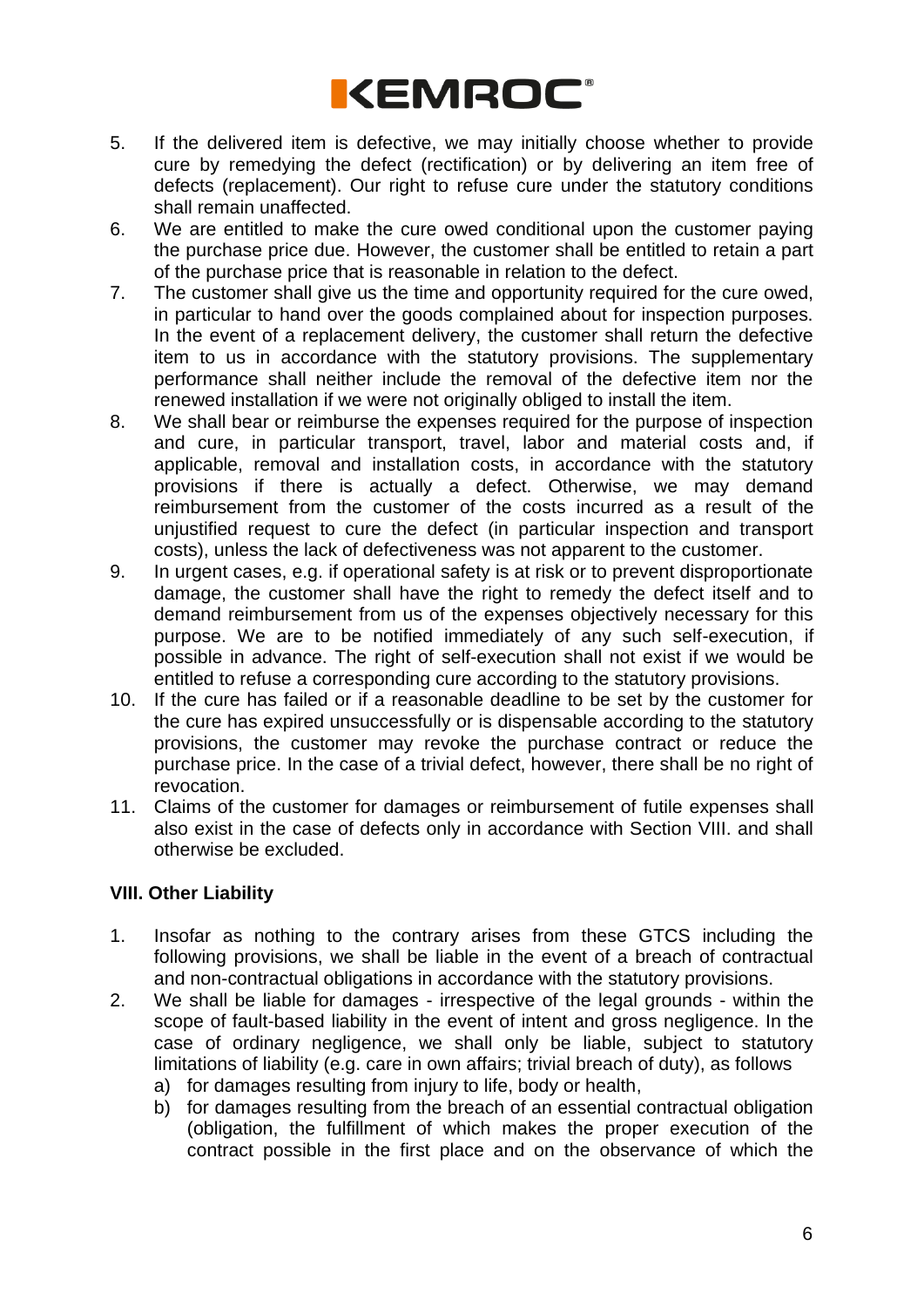5. If the delivered item is defective, we may initially choose whether to provide cure by remedying the defect (rectification) or by delivering an item free of defects (replacement). Our right to refuse cure under the statutory conditions shall remain unaffected.
6. We are entitled to make the cure owed conditional upon the customer paying the purchase price due. However, the customer shall be entitled to retain a part of the purchase price that is reasonable in relation to the defect.
7. The customer shall give us the time and opportunity required for the cure owed, in particular to hand over the goods complained about for inspection purposes. In the event of a replacement delivery, the customer shall return the defective item to us in accordance with the statutory provisions. The supplementary performance shall neither include the removal of the defective item nor the renewed installation if we were not originally obliged to install the item.
8. We shall bear or reimburse the expenses required for the purpose of inspection and cure, in particular transport, travel, labor and material costs and, if applicable, removal and installation costs, in accordance with the statutory provisions if there is actually a defect. Otherwise, we may demand reimbursement from the customer of the costs incurred as a result of the unjustified request to cure the defect (in particular inspection and transport costs), unless the lack of defectiveness was not apparent to the customer.
9. In urgent cases, e.g. if operational safety is at risk or to prevent disproportionate damage, the customer shall have the right to remedy the defect itself and to demand reimbursement from us of the expenses objectively necessary for this purpose. We are to be notified immediately of any such self-execution, if possible in advance. The right of self-execution shall not exist if we would be entitled to refuse a corresponding cure according to the statutory provisions.
10. If the cure has failed or if a reasonable deadline to be set by the customer for the cure has expired unsuccessfully or is dispensable according to the statutory provisions, the customer may revoke the purchase contract or reduce the purchase price. In the case of a trivial defect, however, there shall be no right of revocation.
11. Claims of the customer for damages or reimbursement of futile expenses shall also exist in the case of defects only in accordance with Section VIII. and shall otherwise be excluded.

**VIII. Other Liability**

1. Insofar as nothing to the contrary arises from these GTCS including the following provisions, we shall be liable in the event of a breach of contractual and non-contractual obligations in accordance with the statutory provisions.
2. We shall be liable for damages - irrespective of the legal grounds - within the scope of fault-based liability in the event of intent and gross negligence. In the case of ordinary negligence, we shall only be liable, subject to statutory limitations of liability (e.g. care in own affairs; trivial breach of duty), as follows
   a) for damages resulting from injury to life, body or health,
   b) for damages resulting from the breach of an essential contractual obligation (obligation, the fulfillment of which makes the proper execution of the contract possible in the first place and on the observance of which the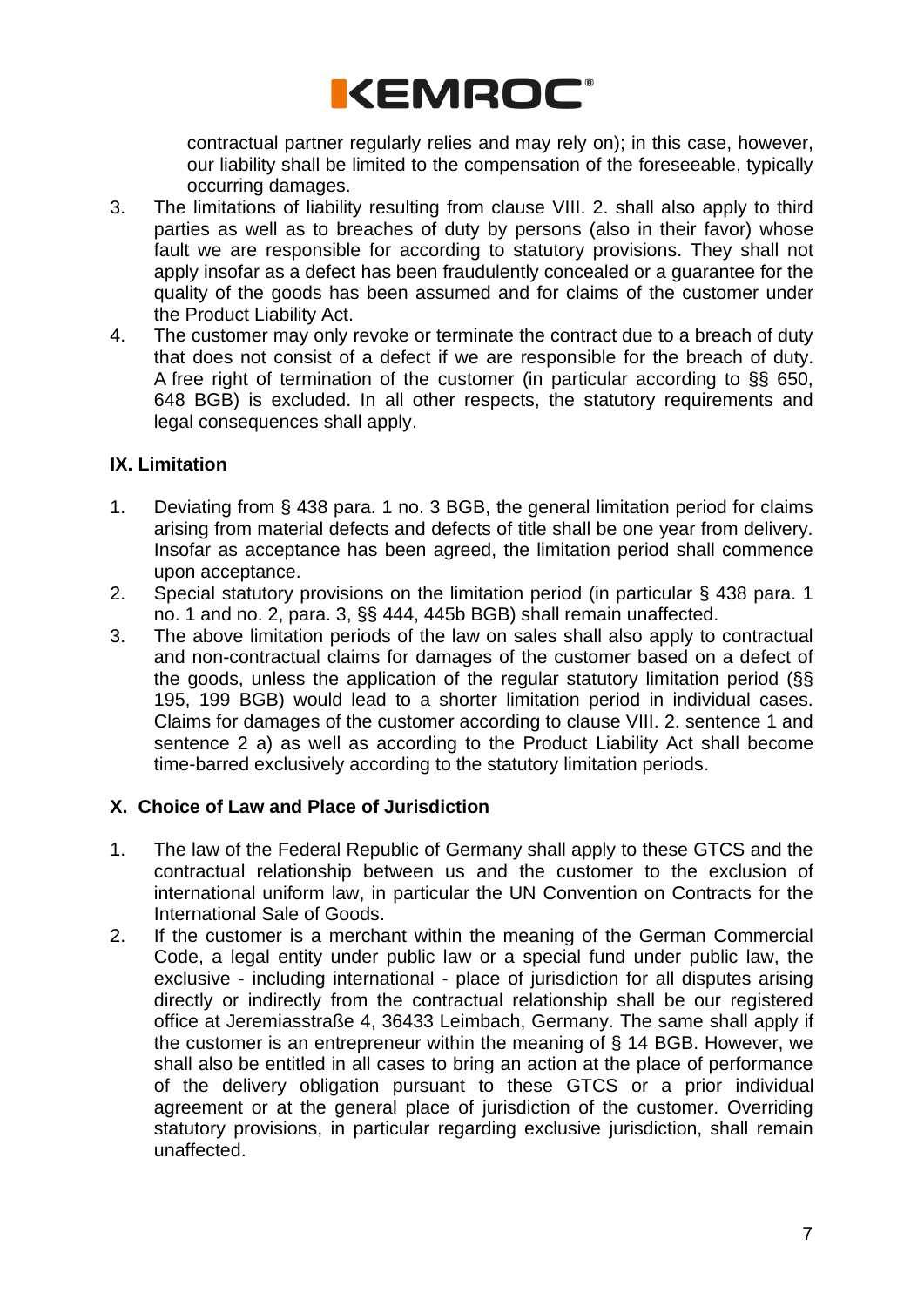contractual partner regularly relies and may rely on); in this case, however, our liability shall be limited to the compensation of the foreseeable, typically occurring damages.

3. The limitations of liability resulting from clause VIII. 2. shall also apply to third parties as well as to breaches of duty by persons (also in their favor) whose fault we are responsible for according to statutory provisions. They shall not apply insofar as a defect has been fraudulently concealed or a guarantee for the quality of the goods has been assumed and for claims of the customer under the Product Liability Act.
4. The customer may only revoke or terminate the contract due to a breach of duty that does not consist of a defect if we are responsible for the breach of duty. A free right of termination of the customer (in particular according to §§ 650, 648 BGB) is excluded. In all other respects, the statutory requirements and legal consequences shall apply.

## IX. Limitation

1. Deviating from § 438 para. 1 no. 3 BGB, the general limitation period for claims arising from material defects and defects of title shall be one year from delivery. Insofar as acceptance has been agreed, the limitation period shall commence upon acceptance.
2. Special statutory provisions on the limitation period (in particular § 438 para. 1 no. 1 and no. 2, para. 3, §§ 444, 445b BGB) shall remain unaffected.
3. The above limitation periods of the law on sales shall also apply to contractual and non-contractual claims for damages of the customer based on a defect of the goods, unless the application of the regular statutory limitation period (§§ 195, 199 BGB) would lead to a shorter limitation period in individual cases. Claims for damages of the customer according to clause VIII. 2. sentence 1 and sentence 2 a) as well as according to the Product Liability Act shall become time-barred exclusively according to the statutory limitation periods.

## X. Choice of Law and Place of Jurisdiction

1. The law of the Federal Republic of Germany shall apply to these GTCS and the contractual relationship between us and the customer to the exclusion of international uniform law, in particular the UN Convention on Contracts for the International Sale of Goods.
2. If the customer is a merchant within the meaning of the German Commercial Code, a legal entity under public law or a special fund under public law, the exclusive - including international - place of jurisdiction for all disputes arising directly or indirectly from the contractual relationship shall be our registered office at Jeremiasstraße 4, 36433 Leimbach, Germany. The same shall apply if the customer is an entrepreneur within the meaning of § 14 BGB. However, we shall also be entitled in all cases to bring an action at the place of performance of the delivery obligation pursuant to these GTCS or a prior individual agreement or at the general place of jurisdiction of the customer. Overriding statutory provisions, in particular regarding exclusive jurisdiction, shall remain unaffected.